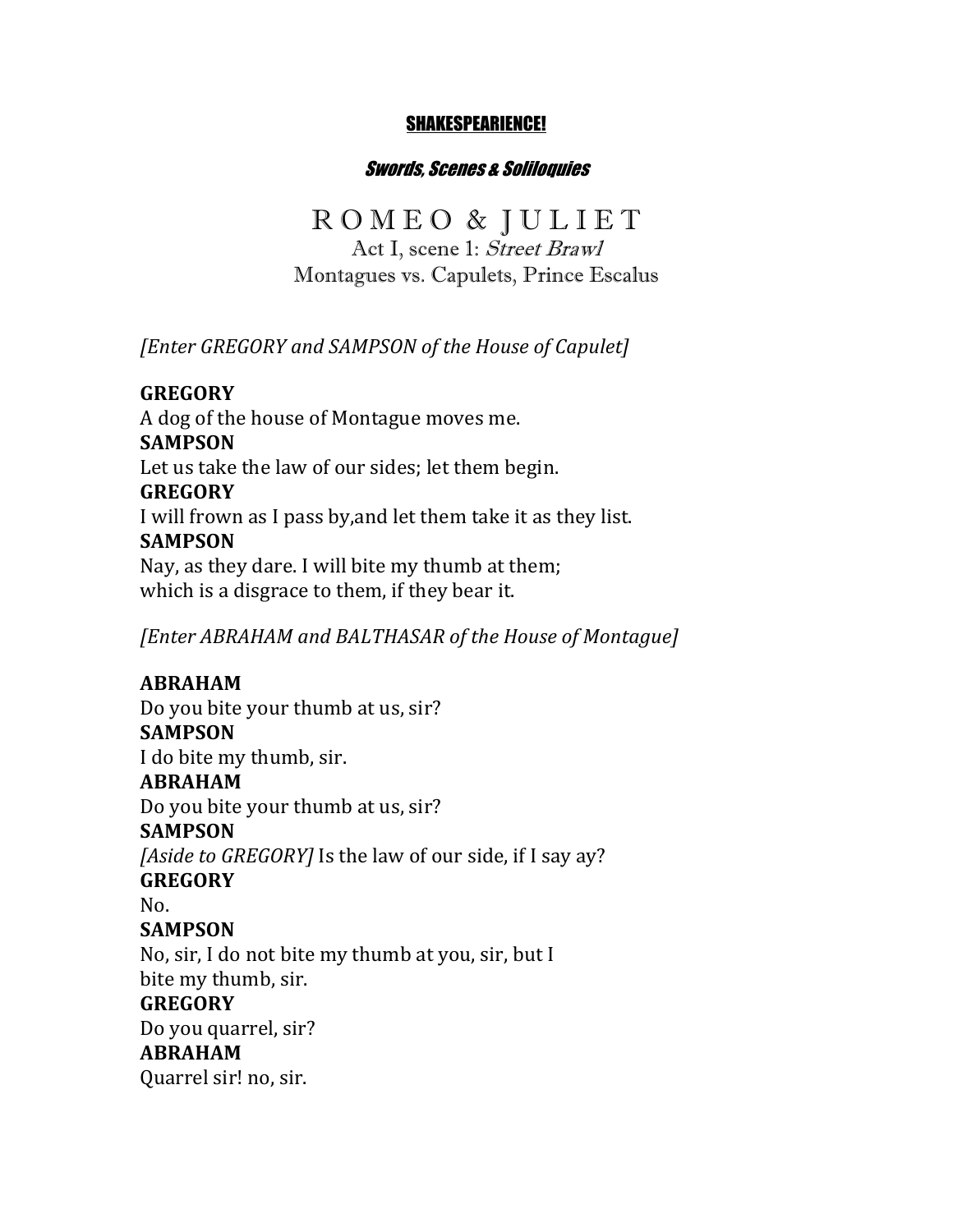# SHAKESPEARIENCE!

## *Swords, Scenes & Soliloquies*

# R O M E O & J U L I E T

### Act I, scene 1: *Street Brawl*

### Montagues vs. Capulets, Prince Escalus

*[Enter GREGORY and SAMPSON of the House of Capulet]*

**GREGORY**
A dog of the house of Montague moves me.
**SAMPSON**
Let us take the law of our sides; let them begin.
**GREGORY**
I will frown as I pass by,and let them take it as they list.
**SAMPSON**
Nay, as they dare. I will bite my thumb at them;
which is a disgrace to them, if they bear it.

*[Enter ABRAHAM and BALTHASAR of the House of Montague]*

**ABRAHAM**
Do you bite your thumb at us, sir?
**SAMPSON**
I do bite my thumb, sir.
**ABRAHAM**
Do you bite your thumb at us, sir?
**SAMPSON**
*[Aside to GREGORY]* Is the law of our side, if I say ay?
**GREGORY**
No.
**SAMPSON**
No, sir, I do not bite my thumb at you, sir, but I
bite my thumb, sir.
**GREGORY**
Do you quarrel, sir?
**ABRAHAM**
Quarrel sir! no, sir.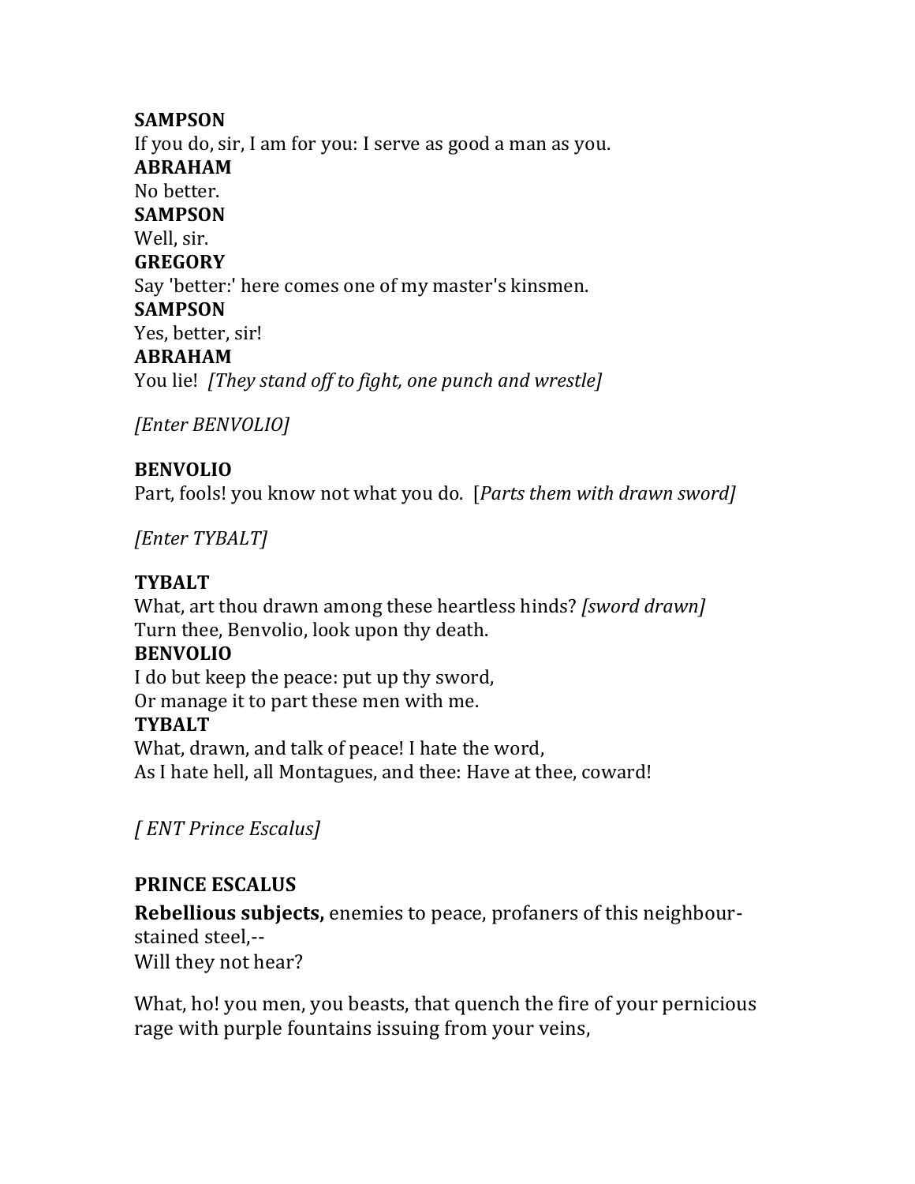**SAMPSON**
If you do, sir, I am for you: I serve as good a man as you.
**ABRAHAM**
No better.
**SAMPSON**
Well, sir.
**GREGORY**
Say 'better:' here comes one of my master's kinsmen.
**SAMPSON**
Yes, better, sir!
**ABRAHAM**
You lie!  *[They stand off to fight, one punch and wrestle]*

*[Enter BENVOLIO]*

**BENVOLIO**
Part, fools! you know not what you do.  [*Parts them with drawn sword]*

*[Enter TYBALT]*

**TYBALT**
What, art thou drawn among these heartless hinds? *[sword drawn]*
Turn thee, Benvolio, look upon thy death.
**BENVOLIO**
I do but keep the peace: put up thy sword,
Or manage it to part these men with me.
**TYBALT**
What, drawn, and talk of peace! I hate the word,
As I hate hell, all Montagues, and thee: Have at thee, coward!

*[ ENT Prince Escalus]*

**PRINCE ESCALUS**
**Rebellious subjects,** enemies to peace, profaners of this neighbour-stained steel,--
Will they not hear?

What, ho! you men, you beasts, that quench the fire of your pernicious rage with purple fountains issuing from your veins,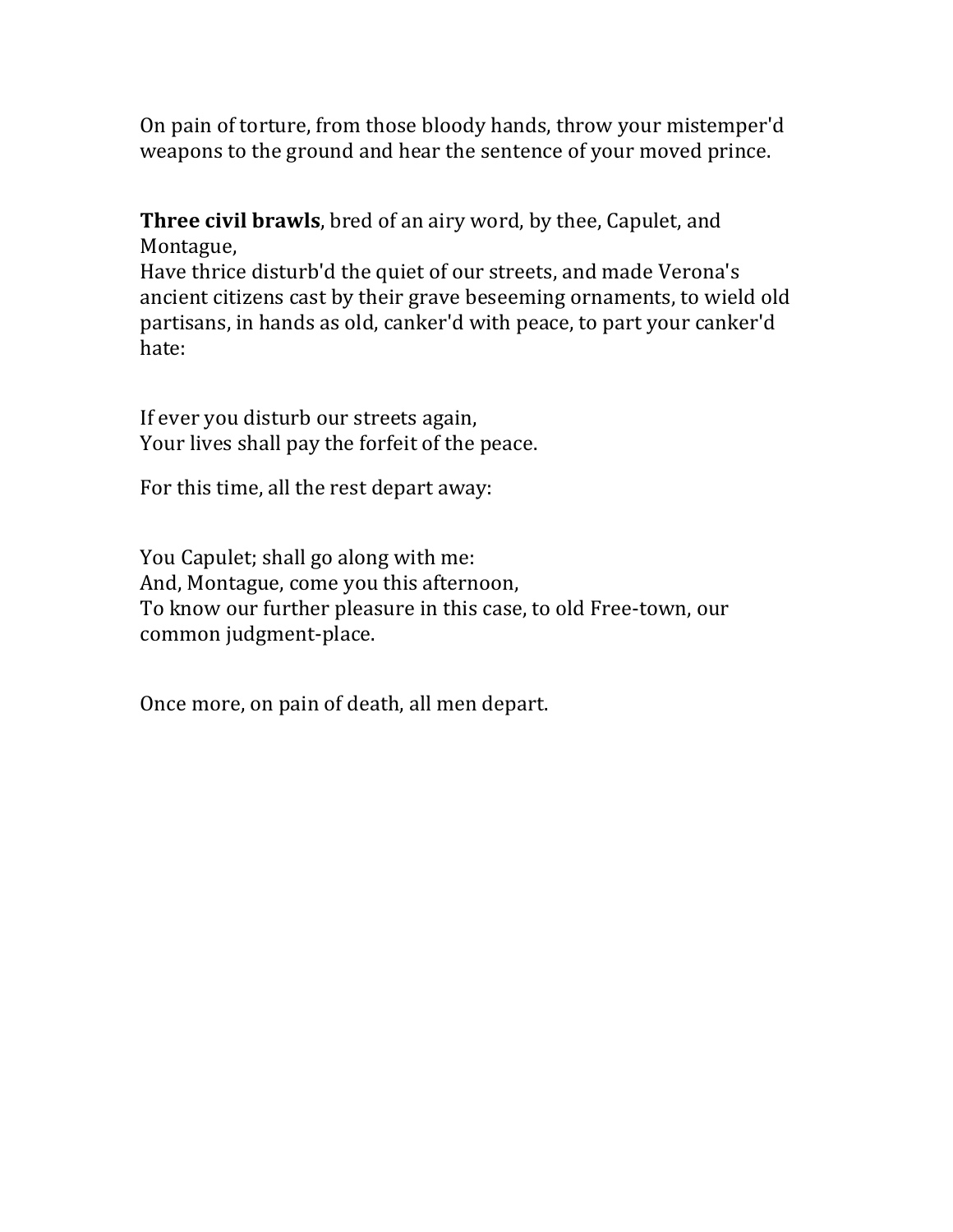On pain of torture, from those bloody hands, throw your mistemper'd weapons to the ground and hear the sentence of your moved prince.

**Three civil brawls**, bred of an airy word, by thee, Capulet, and Montague,
Have thrice disturb'd the quiet of our streets, and made Verona's ancient citizens cast by their grave beseeming ornaments, to wield old partisans, in hands as old, canker'd with peace, to part your canker'd hate:

If ever you disturb our streets again,
Your lives shall pay the forfeit of the peace.

For this time, all the rest depart away:

You Capulet; shall go along with me:
And, Montague, come you this afternoon,
To know our further pleasure in this case, to old Free-town, our common judgment-place.

Once more, on pain of death, all men depart.